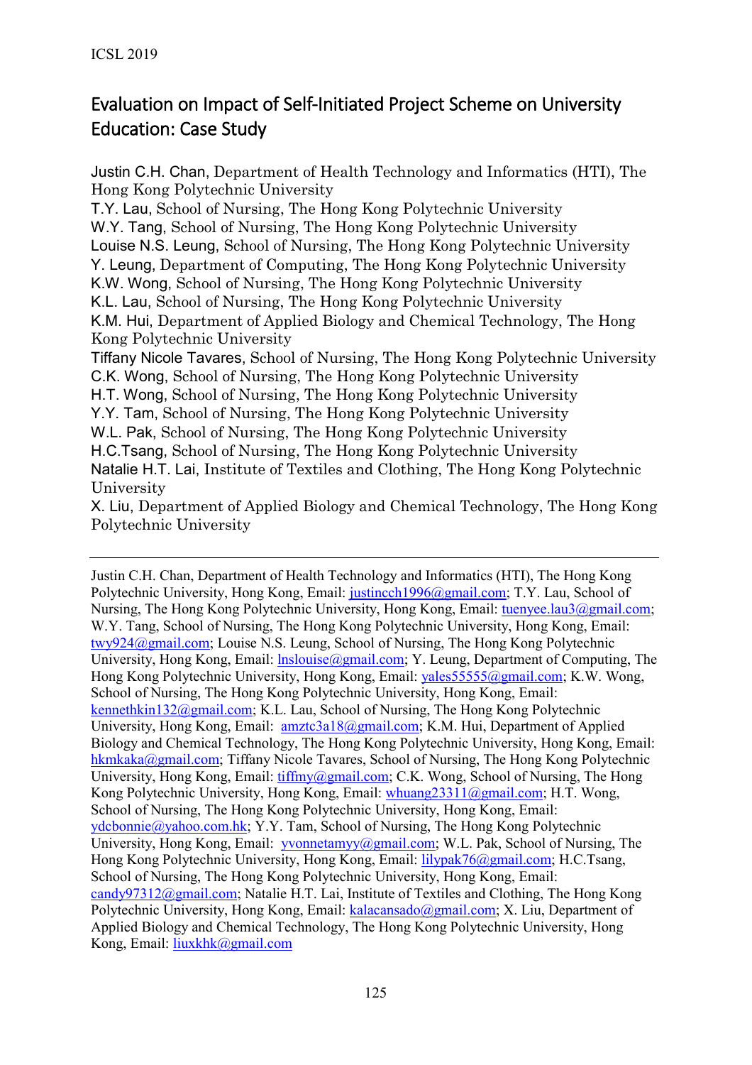# Evaluation on Impact of Self-Initiated Project Scheme on University Education: Case Study

Justin C.H. Chan, Department of Health Technology and Informatics (HTI), The Hong Kong Polytechnic University
T.Y. Lau, School of Nursing, The Hong Kong Polytechnic University
W.Y. Tang, School of Nursing, The Hong Kong Polytechnic University
Louise N.S. Leung, School of Nursing, The Hong Kong Polytechnic University
Y. Leung, Department of Computing, The Hong Kong Polytechnic University
K.W. Wong, School of Nursing, The Hong Kong Polytechnic University
K.L. Lau, School of Nursing, The Hong Kong Polytechnic University
K.M. Hui, Department of Applied Biology and Chemical Technology, The Hong Kong Polytechnic University
Tiffany Nicole Tavares, School of Nursing, The Hong Kong Polytechnic University
C.K. Wong, School of Nursing, The Hong Kong Polytechnic University
H.T. Wong, School of Nursing, The Hong Kong Polytechnic University
Y.Y. Tam, School of Nursing, The Hong Kong Polytechnic University
W.L. Pak, School of Nursing, The Hong Kong Polytechnic University
H.C.Tsang, School of Nursing, The Hong Kong Polytechnic University
Natalie H.T. Lai, Institute of Textiles and Clothing, The Hong Kong Polytechnic University
X. Liu, Department of Applied Biology and Chemical Technology, The Hong Kong Polytechnic University

---

Justin C.H. Chan, Department of Health Technology and Informatics (HTI), The Hong Kong Polytechnic University, Hong Kong, Email: justincch1996@gmail.com; T.Y. Lau, School of Nursing, The Hong Kong Polytechnic University, Hong Kong, Email: tuenyee.lau3@gmail.com; W.Y. Tang, School of Nursing, The Hong Kong Polytechnic University, Hong Kong, Email: twy924@gmail.com; Louise N.S. Leung, School of Nursing, The Hong Kong Polytechnic University, Hong Kong, Email: lnslouise@gmail.com; Y. Leung, Department of Computing, The Hong Kong Polytechnic University, Hong Kong, Email: yales55555@gmail.com; K.W. Wong, School of Nursing, The Hong Kong Polytechnic University, Hong Kong, Email: kennethkin132@gmail.com; K.L. Lau, School of Nursing, The Hong Kong Polytechnic University, Hong Kong, Email: amztc3a18@gmail.com; K.M. Hui, Department of Applied Biology and Chemical Technology, The Hong Kong Polytechnic University, Hong Kong, Email: hkmkaka@gmail.com; Tiffany Nicole Tavares, School of Nursing, The Hong Kong Polytechnic University, Hong Kong, Email: tiffmy@gmail.com; C.K. Wong, School of Nursing, The Hong Kong Polytechnic University, Hong Kong, Email: whuang23311@gmail.com; H.T. Wong, School of Nursing, The Hong Kong Polytechnic University, Hong Kong, Email: ydcbonnie@yahoo.com.hk; Y.Y. Tam, School of Nursing, The Hong Kong Polytechnic University, Hong Kong, Email: yvonnetamyy@gmail.com; W.L. Pak, School of Nursing, The Hong Kong Polytechnic University, Hong Kong, Email: lilypak76@gmail.com; H.C.Tsang, School of Nursing, The Hong Kong Polytechnic University, Hong Kong, Email: candy97312@gmail.com; Natalie H.T. Lai, Institute of Textiles and Clothing, The Hong Kong Polytechnic University, Hong Kong, Email: kalacansado@gmail.com; X. Liu, Department of Applied Biology and Chemical Technology, The Hong Kong Polytechnic University, Hong Kong, Email: liuxkhk@gmail.com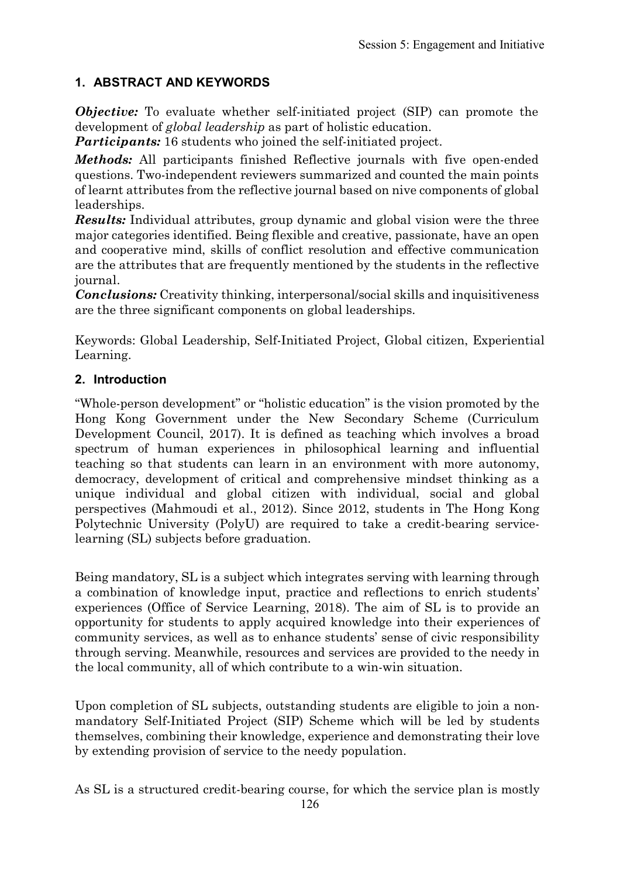## 1. ABSTRACT AND KEYWORDS

***Objective:*** To evaluate whether self-initiated project (SIP) can promote the development of *global leadership* as part of holistic education.

***Participants:*** 16 students who joined the self-initiated project.

***Methods:*** All participants finished Reflective journals with five open-ended questions. Two-independent reviewers summarized and counted the main points of learnt attributes from the reflective journal based on nive components of global leaderships.

***Results:*** Individual attributes, group dynamic and global vision were the three major categories identified. Being flexible and creative, passionate, have an open and cooperative mind, skills of conflict resolution and effective communication are the attributes that are frequently mentioned by the students in the reflective journal.

***Conclusions:*** Creativity thinking, interpersonal/social skills and inquisitiveness are the three significant components on global leaderships.

Keywords: Global Leadership, Self-Initiated Project, Global citizen, Experiential Learning.

## 2. Introduction

"Whole-person development" or "holistic education" is the vision promoted by the Hong Kong Government under the New Secondary Scheme (Curriculum Development Council, 2017). It is defined as teaching which involves a broad spectrum of human experiences in philosophical learning and influential teaching so that students can learn in an environment with more autonomy, democracy, development of critical and comprehensive mindset thinking as a unique individual and global citizen with individual, social and global perspectives (Mahmoudi et al., 2012). Since 2012, students in The Hong Kong Polytechnic University (PolyU) are required to take a credit-bearing service-learning (SL) subjects before graduation.

Being mandatory, SL is a subject which integrates serving with learning through a combination of knowledge input, practice and reflections to enrich students' experiences (Office of Service Learning, 2018). The aim of SL is to provide an opportunity for students to apply acquired knowledge into their experiences of community services, as well as to enhance students' sense of civic responsibility through serving. Meanwhile, resources and services are provided to the needy in the local community, all of which contribute to a win-win situation.

Upon completion of SL subjects, outstanding students are eligible to join a non-mandatory Self-Initiated Project (SIP) Scheme which will be led by students themselves, combining their knowledge, experience and demonstrating their love by extending provision of service to the needy population.

As SL is a structured credit-bearing course, for which the service plan is mostly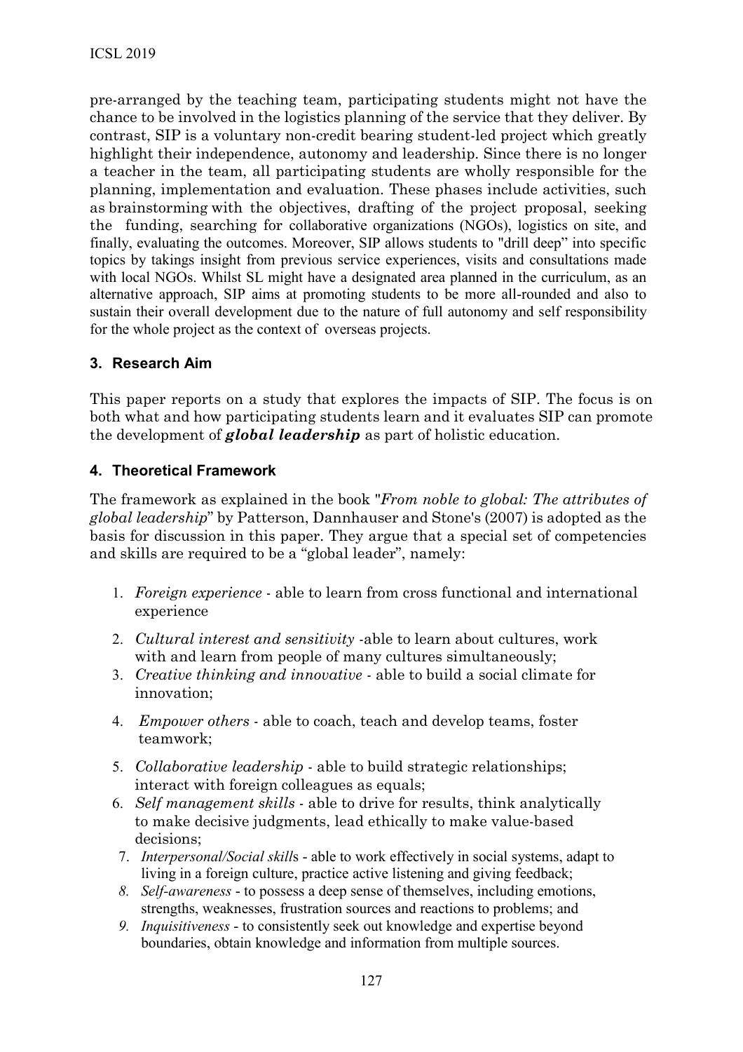pre-arranged by the teaching team, participating students might not have the chance to be involved in the logistics planning of the service that they deliver. By contrast, SIP is a voluntary non-credit bearing student-led project which greatly highlight their independence, autonomy and leadership. Since there is no longer a teacher in the team, all participating students are wholly responsible for the planning, implementation and evaluation. These phases include activities, such as brainstorming with the objectives, drafting of the project proposal, seeking the funding, searching for collaborative organizations (NGOs), logistics on site, and finally, evaluating the outcomes. Moreover, SIP allows students to "drill deep" into specific topics by takings insight from previous service experiences, visits and consultations made with local NGOs. Whilst SL might have a designated area planned in the curriculum, as an alternative approach, SIP aims at promoting students to be more all-rounded and also to sustain their overall development due to the nature of full autonomy and self responsibility for the whole project as the context of overseas projects.

## 3. Research Aim

This paper reports on a study that explores the impacts of SIP. The focus is on both what and how participating students learn and it evaluates SIP can promote the development of ***global leadership*** as part of holistic education.

## 4. Theoretical Framework

The framework as explained in the book "*From noble to global: The attributes of global leadership*" by Patterson, Dannhauser and Stone's (2007) is adopted as the basis for discussion in this paper. They argue that a special set of competencies and skills are required to be a "global leader", namely:

1. *Foreign experience* - able to learn from cross functional and international experience
2. *Cultural interest and sensitivity* -able to learn about cultures, work with and learn from people of many cultures simultaneously;
3. *Creative thinking and innovative* - able to build a social climate for innovation;
4. *Empower others* - able to coach, teach and develop teams, foster teamwork;
5. *Collaborative leadership* - able to build strategic relationships; interact with foreign colleagues as equals;
6. *Self management skills* - able to drive for results, think analytically to make decisive judgments, lead ethically to make value-based decisions;
7. *Interpersonal/Social skills* - able to work effectively in social systems, adapt to living in a foreign culture, practice active listening and giving feedback;
8. *Self-awareness* - to possess a deep sense of themselves, including emotions, strengths, weaknesses, frustration sources and reactions to problems; and
9. *Inquisitiveness* - to consistently seek out knowledge and expertise beyond boundaries, obtain knowledge and information from multiple sources.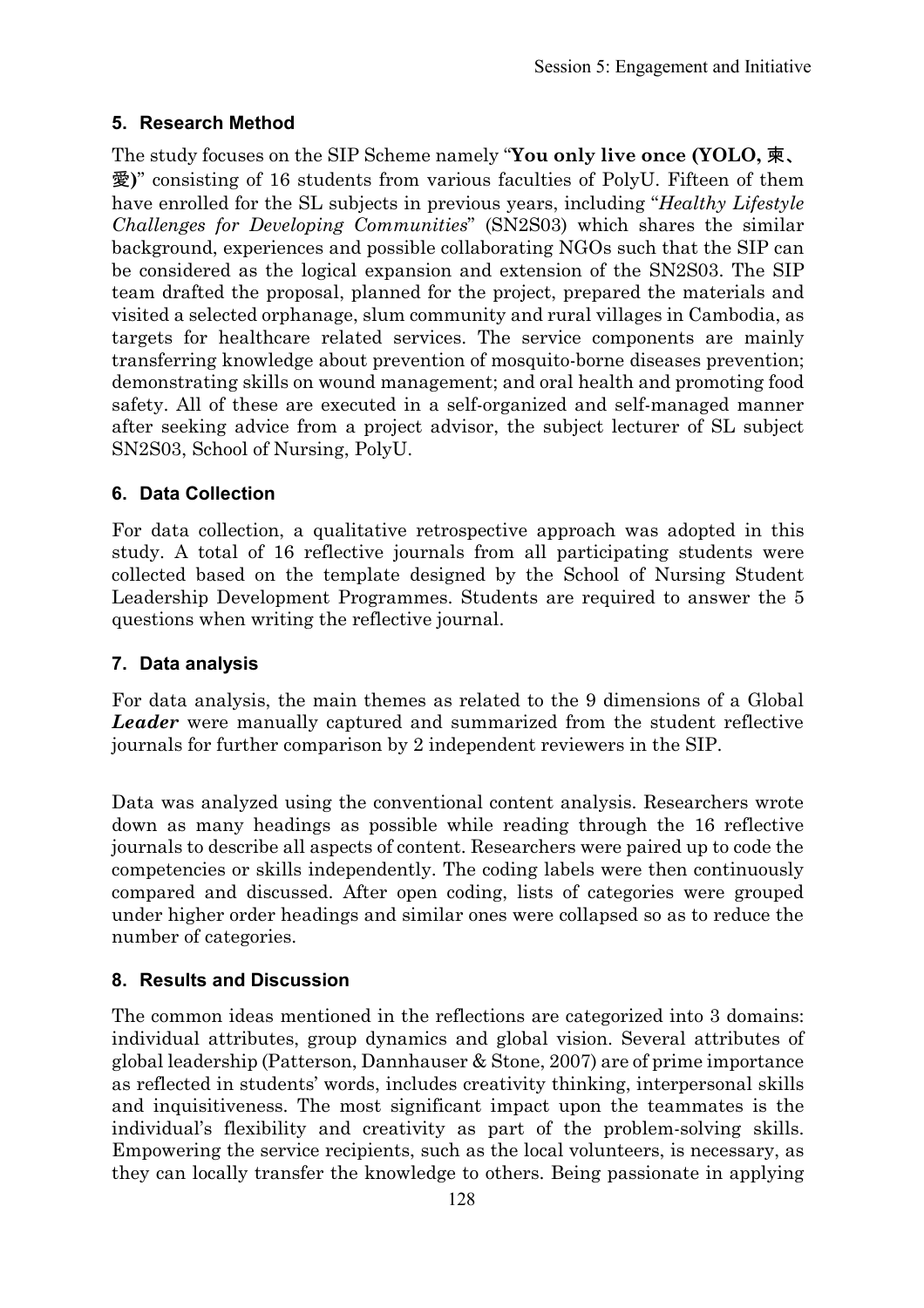## 5. Research Method

The study focuses on the SIP Scheme namely "**You only live once (YOLO, 柬、愛)**" consisting of 16 students from various faculties of PolyU. Fifteen of them have enrolled for the SL subjects in previous years, including "*Healthy Lifestyle Challenges for Developing Communities*" (SN2S03) which shares the similar background, experiences and possible collaborating NGOs such that the SIP can be considered as the logical expansion and extension of the SN2S03. The SIP team drafted the proposal, planned for the project, prepared the materials and visited a selected orphanage, slum community and rural villages in Cambodia, as targets for healthcare related services. The service components are mainly transferring knowledge about prevention of mosquito-borne diseases prevention; demonstrating skills on wound management; and oral health and promoting food safety. All of these are executed in a self-organized and self-managed manner after seeking advice from a project advisor, the subject lecturer of SL subject SN2S03, School of Nursing, PolyU.

## 6. Data Collection

For data collection, a qualitative retrospective approach was adopted in this study. A total of 16 reflective journals from all participating students were collected based on the template designed by the School of Nursing Student Leadership Development Programmes. Students are required to answer the 5 questions when writing the reflective journal.

## 7. Data analysis

For data analysis, the main themes as related to the 9 dimensions of a Global ***Leader*** were manually captured and summarized from the student reflective journals for further comparison by 2 independent reviewers in the SIP.

Data was analyzed using the conventional content analysis. Researchers wrote down as many headings as possible while reading through the 16 reflective journals to describe all aspects of content. Researchers were paired up to code the competencies or skills independently. The coding labels were then continuously compared and discussed. After open coding, lists of categories were grouped under higher order headings and similar ones were collapsed so as to reduce the number of categories.

## 8. Results and Discussion

The common ideas mentioned in the reflections are categorized into 3 domains: individual attributes, group dynamics and global vision. Several attributes of global leadership (Patterson, Dannhauser & Stone, 2007) are of prime importance as reflected in students' words, includes creativity thinking, interpersonal skills and inquisitiveness. The most significant impact upon the teammates is the individual's flexibility and creativity as part of the problem-solving skills. Empowering the service recipients, such as the local volunteers, is necessary, as they can locally transfer the knowledge to others. Being passionate in applying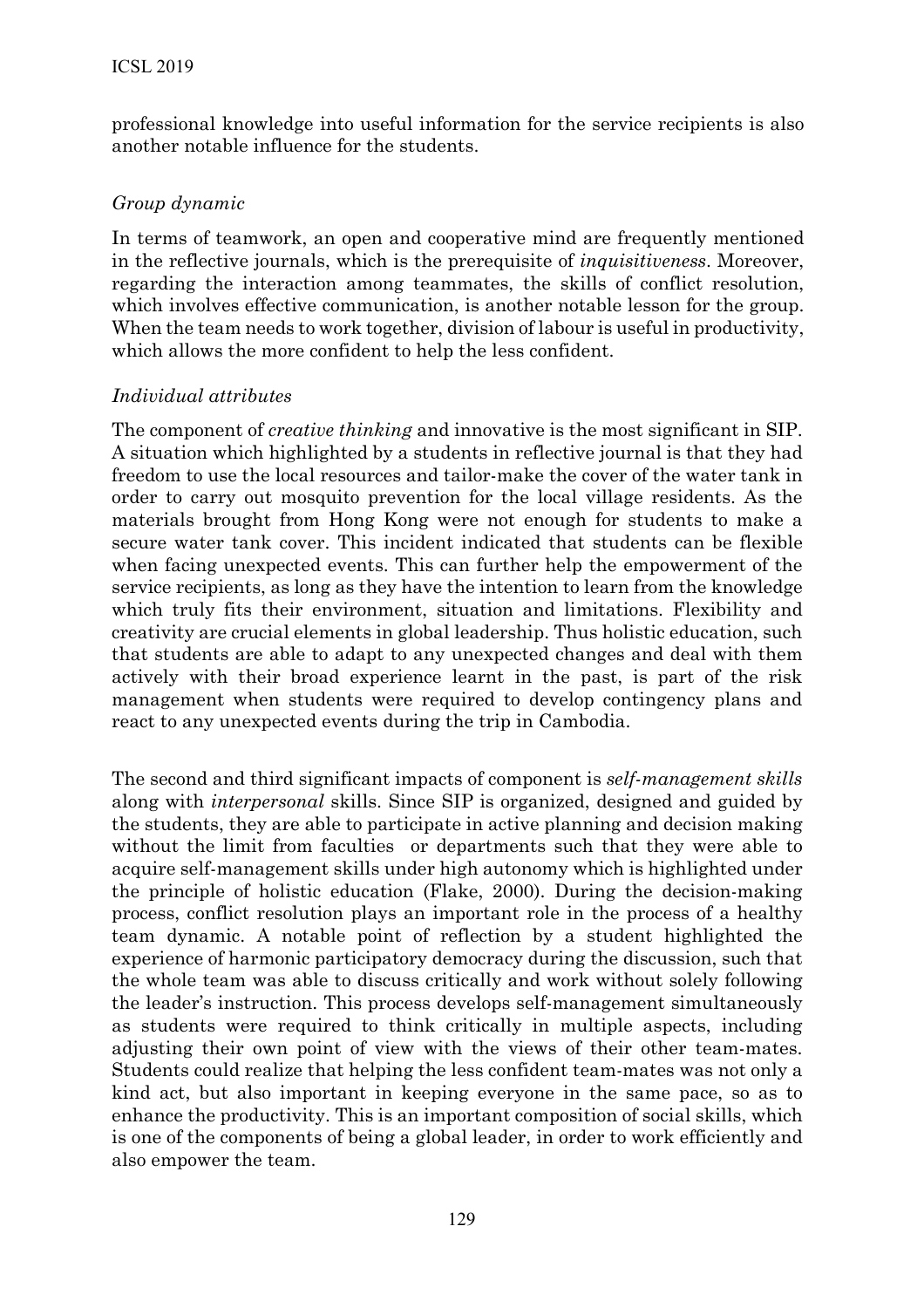professional knowledge into useful information for the service recipients is also another notable influence for the students.

### *Group dynamic*

In terms of teamwork, an open and cooperative mind are frequently mentioned in the reflective journals, which is the prerequisite of *inquisitiveness*. Moreover, regarding the interaction among teammates, the skills of conflict resolution, which involves effective communication, is another notable lesson for the group. When the team needs to work together, division of labour is useful in productivity, which allows the more confident to help the less confident.

### *Individual attributes*

The component of *creative thinking* and innovative is the most significant in SIP. A situation which highlighted by a students in reflective journal is that they had freedom to use the local resources and tailor-make the cover of the water tank in order to carry out mosquito prevention for the local village residents. As the materials brought from Hong Kong were not enough for students to make a secure water tank cover. This incident indicated that students can be flexible when facing unexpected events. This can further help the empowerment of the service recipients, as long as they have the intention to learn from the knowledge which truly fits their environment, situation and limitations. Flexibility and creativity are crucial elements in global leadership. Thus holistic education, such that students are able to adapt to any unexpected changes and deal with them actively with their broad experience learnt in the past, is part of the risk management when students were required to develop contingency plans and react to any unexpected events during the trip in Cambodia.

The second and third significant impacts of component is *self-management skills* along with *interpersonal* skills. Since SIP is organized, designed and guided by the students, they are able to participate in active planning and decision making without the limit from faculties or departments such that they were able to acquire self-management skills under high autonomy which is highlighted under the principle of holistic education (Flake, 2000). During the decision-making process, conflict resolution plays an important role in the process of a healthy team dynamic. A notable point of reflection by a student highlighted the experience of harmonic participatory democracy during the discussion, such that the whole team was able to discuss critically and work without solely following the leader's instruction. This process develops self-management simultaneously as students were required to think critically in multiple aspects, including adjusting their own point of view with the views of their other team-mates. Students could realize that helping the less confident team-mates was not only a kind act, but also important in keeping everyone in the same pace, so as to enhance the productivity. This is an important composition of social skills, which is one of the components of being a global leader, in order to work efficiently and also empower the team.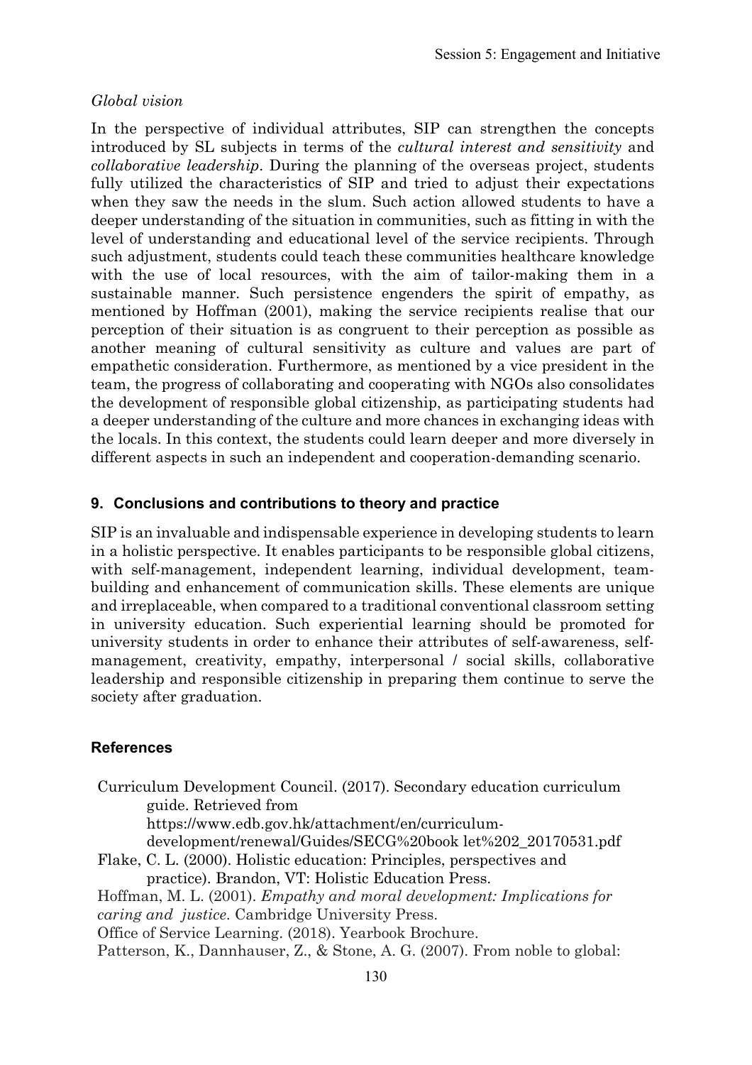*Global vision*

In the perspective of individual attributes, SIP can strengthen the concepts introduced by SL subjects in terms of the *cultural interest and sensitivity* and *collaborative leadership*. During the planning of the overseas project, students fully utilized the characteristics of SIP and tried to adjust their expectations when they saw the needs in the slum. Such action allowed students to have a deeper understanding of the situation in communities, such as fitting in with the level of understanding and educational level of the service recipients. Through such adjustment, students could teach these communities healthcare knowledge with the use of local resources, with the aim of tailor-making them in a sustainable manner. Such persistence engenders the spirit of empathy, as mentioned by Hoffman (2001), making the service recipients realise that our perception of their situation is as congruent to their perception as possible as another meaning of cultural sensitivity as culture and values are part of empathetic consideration. Furthermore, as mentioned by a vice president in the team, the progress of collaborating and cooperating with NGOs also consolidates the development of responsible global citizenship, as participating students had a deeper understanding of the culture and more chances in exchanging ideas with the locals. In this context, the students could learn deeper and more diversely in different aspects in such an independent and cooperation-demanding scenario.

## 9. Conclusions and contributions to theory and practice

SIP is an invaluable and indispensable experience in developing students to learn in a holistic perspective. It enables participants to be responsible global citizens, with self-management, independent learning, individual development, team-building and enhancement of communication skills. These elements are unique and irreplaceable, when compared to a traditional conventional classroom setting in university education. Such experiential learning should be promoted for university students in order to enhance their attributes of self-awareness, self-management, creativity, empathy, interpersonal / social skills, collaborative leadership and responsible citizenship in preparing them continue to serve the society after graduation.

## References

Curriculum Development Council. (2017). Secondary education curriculum guide. Retrieved from https://www.edb.gov.hk/attachment/en/curriculum-development/renewal/Guides/SECG%20book let%202_20170531.pdf

Flake, C. L. (2000). Holistic education: Principles, perspectives and practice). Brandon, VT: Holistic Education Press.

Hoffman, M. L. (2001). *Empathy and moral development: Implications for caring and justice*. Cambridge University Press.

Office of Service Learning. (2018). Yearbook Brochure.

Patterson, K., Dannhauser, Z., & Stone, A. G. (2007). From noble to global: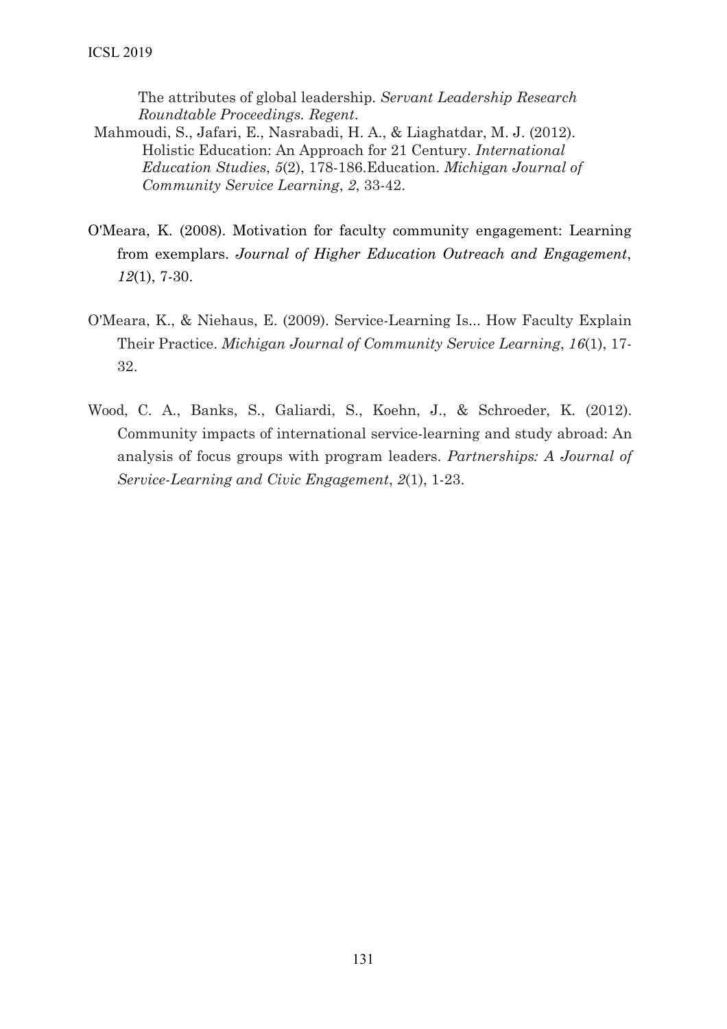The attributes of global leadership. *Servant Leadership Research Roundtable Proceedings. Regent*.

Mahmoudi, S., Jafari, E., Nasrabadi, H. A., & Liaghatdar, M. J. (2012). Holistic Education: An Approach for 21 Century. *International Education Studies*, *5*(2), 178-186.Education. *Michigan Journal of Community Service Learning*, *2*, 33-42.

O'Meara, K. (2008). Motivation for faculty community engagement: Learning from exemplars. *Journal of Higher Education Outreach and Engagement*, *12*(1), 7-30.

O'Meara, K., & Niehaus, E. (2009). Service-Learning Is... How Faculty Explain Their Practice. *Michigan Journal of Community Service Learning*, *16*(1), 17-32.

Wood, C. A., Banks, S., Galiardi, S., Koehn, J., & Schroeder, K. (2012). Community impacts of international service-learning and study abroad: An analysis of focus groups with program leaders. *Partnerships: A Journal of Service-Learning and Civic Engagement*, *2*(1), 1-23.